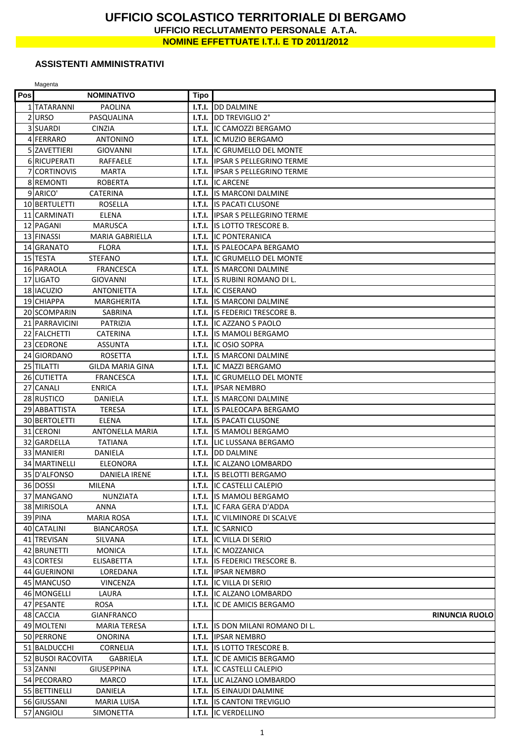# UFFICIO SCOLASTICO TERRITORIALE DI BERGAMO

**UFFICIO RECLUTAMENTO PERSONALE A.T.A.**

**NOMINE EFFETTUATE I.T.I. E TD 2011/2012**

### ASSISTENTI AMMINISTRATIVI

Magenta

| Pos | NOMINATIVO | Tipo | |
|---|---|---|---|
| 1 | TATARANNI PAOLINA | I.T.I. | DD DALMINE |
| 2 | URSO PASQUALINA | I.T.I. | DD TREVIGLIO 2° |
| 3 | SUARDI CINZIA | I.T.I. | IC CAMOZZI BERGAMO |
| 4 | FERRARO ANTONINO | I.T.I. | IC MUZIO BERGAMO |
| 5 | ZAVETTIERI GIOVANNI | I.T.I. | IC GRUMELLO DEL MONTE |
| 6 | RICUPERATI RAFFAELE | I.T.I. | IPSAR S PELLEGRINO TERME |
| 7 | CORTINOVIS MARTA | I.T.I. | IPSAR S PELLEGRINO TERME |
| 8 | REMONTI ROBERTA | I.T.I. | IC ARCENE |
| 9 | ARICO' CATERINA | I.T.I. | IS MARCONI DALMINE |
| 10 | BERTULETTI ROSELLA | I.T.I. | IS PACATI CLUSONE |
| 11 | CARMINATI ELENA | I.T.I. | IPSAR S PELLEGRINO TERME |
| 12 | PAGANI MARUSCA | I.T.I. | IS LOTTO TRESCORE B. |
| 13 | FINASSI MARIA GABRIELLA | I.T.I. | IC PONTERANICA |
| 14 | GRANATO FLORA | I.T.I. | IS PALEOCAPA BERGAMO |
| 15 | TESTA STEFANO | I.T.I. | IC GRUMELLO DEL MONTE |
| 16 | PARAOLA FRANCESCA | I.T.I. | IS MARCONI DALMINE |
| 17 | LIGATO GIOVANNI | I.T.I. | IS RUBINI ROMANO DI L. |
| 18 | IACUZIO ANTONIETTA | I.T.I. | IC CISERANO |
| 19 | CHIAPPA MARGHERITA | I.T.I. | IS MARCONI DALMINE |
| 20 | SCOMPARIN SABRINA | I.T.I. | IS FEDERICI TRESCORE B. |
| 21 | PARRAVICINI PATRIZIA | I.T.I. | IC AZZANO S PAOLO |
| 22 | FALCHETTI CATERINA | I.T.I. | IS MAMOLI BERGAMO |
| 23 | CEDRONE ASSUNTA | I.T.I. | IC OSIO SOPRA |
| 24 | GIORDANO ROSETTA | I.T.I. | IS MARCONI DALMINE |
| 25 | TILATTI GILDA MARIA GINA | I.T.I. | IC MAZZI BERGAMO |
| 26 | CUTIETTA FRANCESCA | I.T.I. | IC GRUMELLO DEL MONTE |
| 27 | CANALI ENRICA | I.T.I. | IPSAR NEMBRO |
| 28 | RUSTICO DANIELA | I.T.I. | IS MARCONI DALMINE |
| 29 | ABBATTISTA TERESA | I.T.I. | IS PALEOCAPA BERGAMO |
| 30 | BERTOLETTI ELENA | I.T.I. | IS PACATI CLUSONE |
| 31 | CERONI ANTONELLA MARIA | I.T.I. | IS MAMOLI BERGAMO |
| 32 | GARDELLA TATIANA | I.T.I. | LIC LUSSANA BERGAMO |
| 33 | MANIERI DANIELA | I.T.I. | DD DALMINE |
| 34 | MARTINELLI ELEONORA | I.T.I. | IC ALZANO LOMBARDO |
| 35 | D'ALFONSO DANIELA IRENE | I.T.I. | IS BELOTTI BERGAMO |
| 36 | DOSSI MILENA | I.T.I. | IC CASTELLI CALEPIO |
| 37 | MANGANO NUNZIATA | I.T.I. | IS MAMOLI BERGAMO |
| 38 | MIRISOLA ANNA | I.T.I. | IC FARA GERA D'ADDA |
| 39 | PINA MARIA ROSA | I.T.I. | IC VILMINORE DI SCALVE |
| 40 | CATALINI BIANCAROSA | I.T.I. | IC SARNICO |
| 41 | TREVISAN SILVANA | I.T.I. | IC VILLA DI SERIO |
| 42 | BRUNETTI MONICA | I.T.I. | IC MOZZANICA |
| 43 | CORTESI ELISABETTA | I.T.I. | IS FEDERICI TRESCORE B. |
| 44 | GUERINONI LOREDANA | I.T.I. | IPSAR NEMBRO |
| 45 | MANCUSO VINCENZA | I.T.I. | IC VILLA DI SERIO |
| 46 | MONGELLI LAURA | I.T.I. | IC ALZANO LOMBARDO |
| 47 | PESANTE ROSA | I.T.I. | IC DE AMICIS BERGAMO |
| 48 | CACCIA GIANFRANCO | | **RINUNCIA RUOLO** |
| 49 | MOLTENI MARIA TERESA | I.T.I. | IS DON MILANI ROMANO DI L. |
| 50 | PERRONE ONORINA | I.T.I. | IPSAR NEMBRO |
| 51 | BALDUCCHI CORNELIA | I.T.I. | IS LOTTO TRESCORE B. |
| 52 | BUSOI RACOVITA GABRIELA | I.T.I. | IC DE AMICIS BERGAMO |
| 53 | ZANNI GIUSEPPINA | I.T.I. | IC CASTELLI CALEPIO |
| 54 | PECORARO MARCO | I.T.I. | LIC ALZANO LOMBARDO |
| 55 | BETTINELLI DANIELA | I.T.I. | IS EINAUDI DALMINE |
| 56 | GIUSSANI MARIA LUISA | I.T.I. | IS CANTONI TREVIGLIO |
| 57 | ANGIOLI SIMONETTA | I.T.I. | IC VERDELLINO |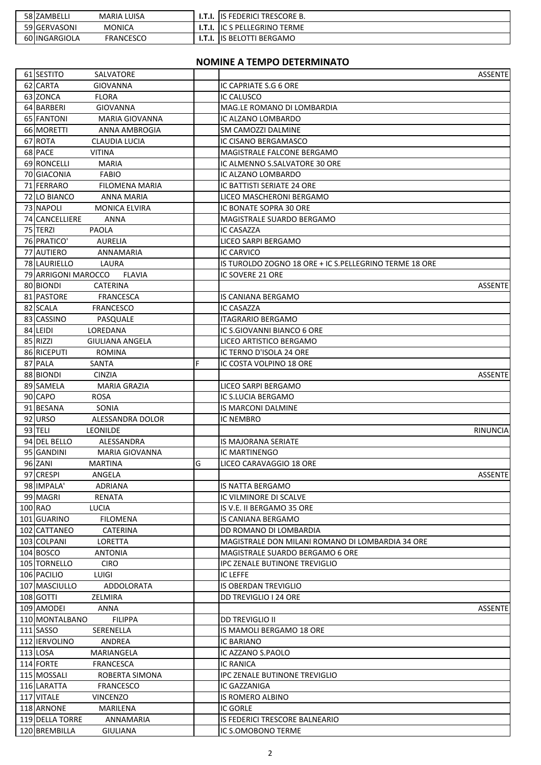| | | | | |
|---|---|---|---|---|
| 58 | ZAMBELLI | MARIA LUISA | **I.T.I.** | IS FEDERICI TRESCORE B. |
| 59 | GERVASONI | MONICA | **I.T.I.** | IC S PELLEGRINO TERME |
| 60 | INGARGIOLA | FRANCESCO | **I.T.I.** | IS BELOTTI BERGAMO |

## NOMINE A TEMPO DETERMINATO

| | | | | |
|---|---|---|---|---|
| 61 | SESTITO | SALVATORE | | ASSENTE |
| 62 | CARTA | GIOVANNA | | IC CAPRIATE S.G 6 ORE |
| 63 | ZONCA | FLORA | | IC CALUSCO |
| 64 | BARBERI | GIOVANNA | | MAG.LE ROMANO DI LOMBARDIA |
| 65 | FANTONI | MARIA GIOVANNA | | IC ALZANO LOMBARDO |
| 66 | MORETTI | ANNA AMBROGIA | | SM CAMOZZI DALMINE |
| 67 | ROTA | CLAUDIA LUCIA | | IC CISANO BERGAMASCO |
| 68 | PACE | VITINA | | MAGISTRALE FALCONE BERGAMO |
| 69 | RONCELLI | MARIA | | IC ALMENNO S.SALVATORE 30 ORE |
| 70 | GIACONIA | FABIO | | IC ALZANO LOMBARDO |
| 71 | FERRARO | FILOMENA MARIA | | IC BATTISTI SERIATE 24 ORE |
| 72 | LO BIANCO | ANNA MARIA | | LICEO MASCHERONI BERGAMO |
| 73 | NAPOLI | MONICA ELVIRA | | IC BONATE SOPRA 30 ORE |
| 74 | CANCELLIERE | ANNA | | MAGISTRALE SUARDO BERGAMO |
| 75 | TERZI | PAOLA | | IC CASAZZA |
| 76 | PRATICO' | AURELIA | | LICEO SARPI BERGAMO |
| 77 | AUTIERO | ANNAMARIA | | IC CARVICO |
| 78 | LAURIELLO | LAURA | | IS TUROLDO ZOGNO 18 ORE + IC S.PELLEGRINO TERME 18 ORE |
| 79 | ARRIGONI MAROCCO | FLAVIA | | IC SOVERE 21 ORE |
| 80 | BIONDI | CATERINA | | ASSENTE |
| 81 | PASTORE | FRANCESCA | | IS CANIANA BERGAMO |
| 82 | SCALA | FRANCESCO | | IC CASAZZA |
| 83 | CASSINO | PASQUALE | | ITAGRARIO BERGAMO |
| 84 | LEIDI | LOREDANA | | IC S.GIOVANNI BIANCO 6 ORE |
| 85 | RIZZI | GIULIANA ANGELA | | LICEO ARTISTICO BERGAMO |
| 86 | RICEPUTI | ROMINA | | IC TERNO D'ISOLA 24 ORE |
| 87 | PALA | SANTA | F | IC COSTA VOLPINO 18 ORE |
| 88 | BIONDI | CINZIA | | ASSENTE |
| 89 | SAMELA | MARIA GRAZIA | | LICEO SARPI BERGAMO |
| 90 | CAPO | ROSA | | IC S.LUCIA BERGAMO |
| 91 | BESANA | SONIA | | IS MARCONI DALMINE |
| 92 | URSO | ALESSANDRA DOLOR | | IC NEMBRO |
| 93 | TELI | LEONILDE | | RINUNCIA |
| 94 | DEL BELLO | ALESSANDRA | | IS MAJORANA SERIATE |
| 95 | GANDINI | MARIA GIOVANNA | | IC MARTINENGO |
| 96 | ZANI | MARTINA | G | LICEO CARAVAGGIO 18 ORE |
| 97 | CRESPI | ANGELA | | ASSENTE |
| 98 | IMPALA' | ADRIANA | | IS NATTA BERGAMO |
| 99 | MAGRI | RENATA | | IC VILMINORE DI SCALVE |
| 100 | RAO | LUCIA | | IS V.E. II BERGAMO 35 ORE |
| 101 | GUARINO | FILOMENA | | IS CANIANA BERGAMO |
| 102 | CATTANEO | CATERINA | | DD ROMANO DI LOMBARDIA |
| 103 | COLPANI | LORETTA | | MAGISTRALE DON MILANI ROMANO DI LOMBARDIA 34 ORE |
| 104 | BOSCO | ANTONIA | | MAGISTRALE SUARDO BERGAMO 6 ORE |
| 105 | TORNELLO | CIRO | | IPC ZENALE BUTINONE TREVIGLIO |
| 106 | PACILIO | LUIGI | | IC LEFFE |
| 107 | MASCIULLO | ADDOLORATA | | IS OBERDAN TREVIGLIO |
| 108 | GOTTI | ZELMIRA | | DD TREVIGLIO I 24 ORE |
| 109 | AMODEI | ANNA | | ASSENTE |
| 110 | MONTALBANO | FILIPPA | | DD TREVIGLIO II |
| 111 | SASSO | SERENELLA | | IS MAMOLI BERGAMO 18 ORE |
| 112 | IERVOLINO | ANDREA | | IC BARIANO |
| 113 | LOSA | MARIANGELA | | IC AZZANO S.PAOLO |
| 114 | FORTE | FRANCESCA | | IC RANICA |
| 115 | MOSSALI | ROBERTA SIMONA | | IPC ZENALE BUTINONE TREVIGLIO |
| 116 | LARATTA | FRANCESCO | | IC GAZZANIGA |
| 117 | VITALE | VINCENZO | | IS ROMERO ALBINO |
| 118 | ARNONE | MARILENA | | IC GORLE |
| 119 | DELLA TORRE | ANNAMARIA | | IS FEDERICI TRESCORE BALNEARIO |
| 120 | BREMBILLA | GIULIANA | | IC S.OMOBONO TERME |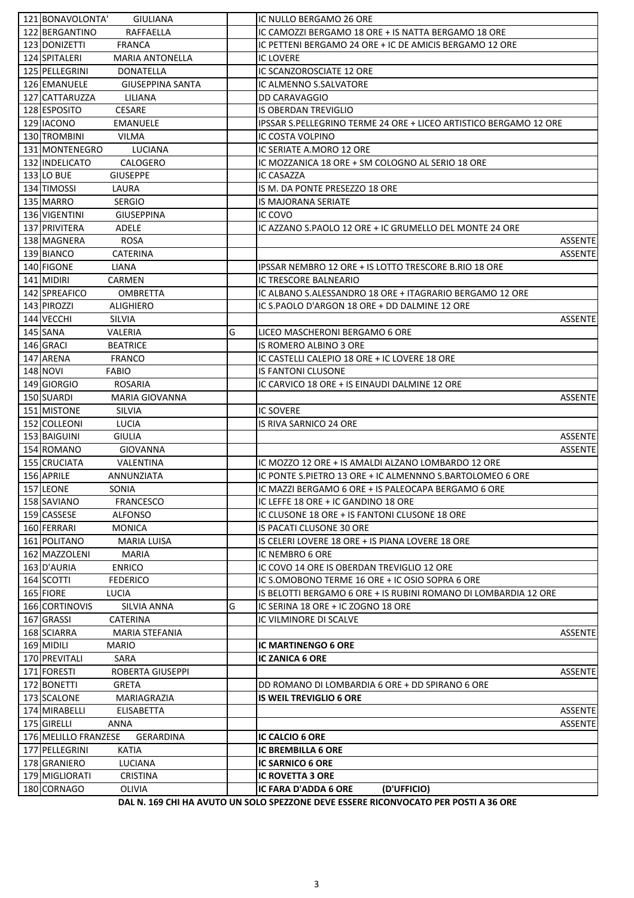| | | | | |
|---|---|---|---|---|
| 121 | BONAVOLONTA' | GIULIANA | | IC NULLO BERGAMO 26 ORE |
| 122 | BERGANTINO | RAFFAELLA | | IC CAMOZZI BERGAMO 18 ORE + IS NATTA BERGAMO 18 ORE |
| 123 | DONIZETTI | FRANCA | | IC PETTENI BERGAMO 24 ORE + IC DE AMICIS BERGAMO 12 ORE |
| 124 | SPITALERI | MARIA ANTONELLA | | IC LOVERE |
| 125 | PELLEGRINI | DONATELLA | | IC SCANZOROSCIATE 12 ORE |
| 126 | EMANUELE | GIUSEPPINA SANTA | | IC ALMENNO S.SALVATORE |
| 127 | CATTARUZZA | LILIANA | | DD CARAVAGGIO |
| 128 | ESPOSITO | CESARE | | IS OBERDAN TREVIGLIO |
| 129 | IACONO | EMANUELE | | IPSSAR S.PELLEGRINO TERME 24 ORE + LICEO ARTISTICO BERGAMO 12 ORE |
| 130 | TROMBINI | VILMA | | IC COSTA VOLPINO |
| 131 | MONTENEGRO | LUCIANA | | IC SERIATE A.MORO 12 ORE |
| 132 | INDELICATO | CALOGERO | | IC MOZZANICA 18 ORE + SM COLOGNO AL SERIO 18 ORE |
| 133 | LO BUE | GIUSEPPE | | IC CASAZZA |
| 134 | TIMOSSI | LAURA | | IS M. DA PONTE PRESEZZO 18 ORE |
| 135 | MARRO | SERGIO | | IS MAJORANA SERIATE |
| 136 | VIGENTINI | GIUSEPPINA | | IC COVO |
| 137 | PRIVITERA | ADELE | | IC AZZANO S.PAOLO 12 ORE + IC GRUMELLO DEL MONTE 24 ORE |
| 138 | MAGNERA | ROSA | | ASSENTE |
| 139 | BIANCO | CATERINA | | ASSENTE |
| 140 | FIGONE | LIANA | | IPSSAR NEMBRO 12 ORE + IS LOTTO TRESCORE B.RIO 18 ORE |
| 141 | MIDIRI | CARMEN | | IC TRESCORE BALNEARIO |
| 142 | SPREAFICO | OMBRETTA | | IC ALBANO S.ALESSANDRO 18 ORE + ITAGRARIO BERGAMO 12 ORE |
| 143 | PIROZZI | ALIGHIERO | | IC S.PAOLO D'ARGON 18 ORE + DD DALMINE 12 ORE |
| 144 | VECCHI | SILVIA | | ASSENTE |
| 145 | SANA | VALERIA | G | LICEO MASCHERONI BERGAMO 6 ORE |
| 146 | GRACI | BEATRICE | | IS ROMERO ALBINO 3 ORE |
| 147 | ARENA | FRANCO | | IC CASTELLI CALEPIO 18 ORE + IC LOVERE 18 ORE |
| 148 | NOVI | FABIO | | IS FANTONI CLUSONE |
| 149 | GIORGIO | ROSARIA | | IC CARVICO 18 ORE + IS EINAUDI DALMINE 12 ORE |
| 150 | SUARDI | MARIA GIOVANNA | | ASSENTE |
| 151 | MISTONE | SILVIA | | IC SOVERE |
| 152 | COLLEONI | LUCIA | | IS RIVA SARNICO 24 ORE |
| 153 | BAIGUINI | GIULIA | | ASSENTE |
| 154 | ROMANO | GIOVANNA | | ASSENTE |
| 155 | CRUCIATA | VALENTINA | | IC MOZZO 12 ORE + IS AMALDI ALZANO LOMBARDO 12 ORE |
| 156 | APRILE | ANNUNZIATA | | IC PONTE S.PIETRO 13 ORE + IC ALMENNNO S.BARTOLOMEO 6 ORE |
| 157 | LEONE | SONIA | | IC MAZZI BERGAMO 6 ORE + IS PALEOCAPA BERGAMO 6 ORE |
| 158 | SAVIANO | FRANCESCO | | IC LEFFE 18 ORE + IC GANDINO 18 ORE |
| 159 | CASSESE | ALFONSO | | IC CLUSONE 18 ORE + IS FANTONI CLUSONE 18 ORE |
| 160 | FERRARI | MONICA | | IS PACATI CLUSONE 30 ORE |
| 161 | POLITANO | MARIA LUISA | | IS CELERI LOVERE 18 ORE + IS PIANA LOVERE 18 ORE |
| 162 | MAZZOLENI | MARIA | | IC NEMBRO 6 ORE |
| 163 | D'AURIA | ENRICO | | IC COVO 14 ORE IS OBERDAN TREVIGLIO 12 ORE |
| 164 | SCOTTI | FEDERICO | | IC S.OMOBONO TERME 16 ORE + IC OSIO SOPRA 6 ORE |
| 165 | FIORE | LUCIA | | IS BELOTTI BERGAMO 6 ORE + IS RUBINI ROMANO DI LOMBARDIA 12 ORE |
| 166 | CORTINOVIS | SILVIA ANNA | G | IC SERINA 18 ORE + IC ZOGNO 18 ORE |
| 167 | GRASSI | CATERINA | | IC VILMINORE DI SCALVE |
| 168 | SCIARRA | MARIA STEFANIA | | ASSENTE |
| 169 | MIDILI | MARIO | | **IC MARTINENGO 6 ORE** |
| 170 | PREVITALI | SARA | | **IC ZANICA 6 ORE** |
| 171 | FORESTI | ROBERTA GIUSEPPI | | ASSENTE |
| 172 | BONETTI | GRETA | | DD ROMANO DI LOMBARDIA 6 ORE + DD SPIRANO 6 ORE |
| 173 | SCALONE | MARIAGRAZIA | | **IS WEIL TREVIGLIO 6 ORE** |
| 174 | MIRABELLI | ELISABETTA | | ASSENTE |
| 175 | GIRELLI | ANNA | | ASSENTE |
| 176 | MELILLO FRANZESE | GERARDINA | | **IC CALCIO 6 ORE** |
| 177 | PELLEGRINI | KATIA | | **IC BREMBILLA 6 ORE** |
| 178 | GRANIERO | LUCIANA | | **IC SARNICO 6 ORE** |
| 179 | MIGLIORATI | CRISTINA | | **IC ROVETTA 3 ORE** |
| 180 | CORNAGO | OLIVIA | | **IC FARA D'ADDA 6 ORE (D'UFFICIO)** |

**DAL N. 169 CHI HA AVUTO UN SOLO SPEZZONE DEVE ESSERE RICONVOCATO PER POSTI A 36 ORE**